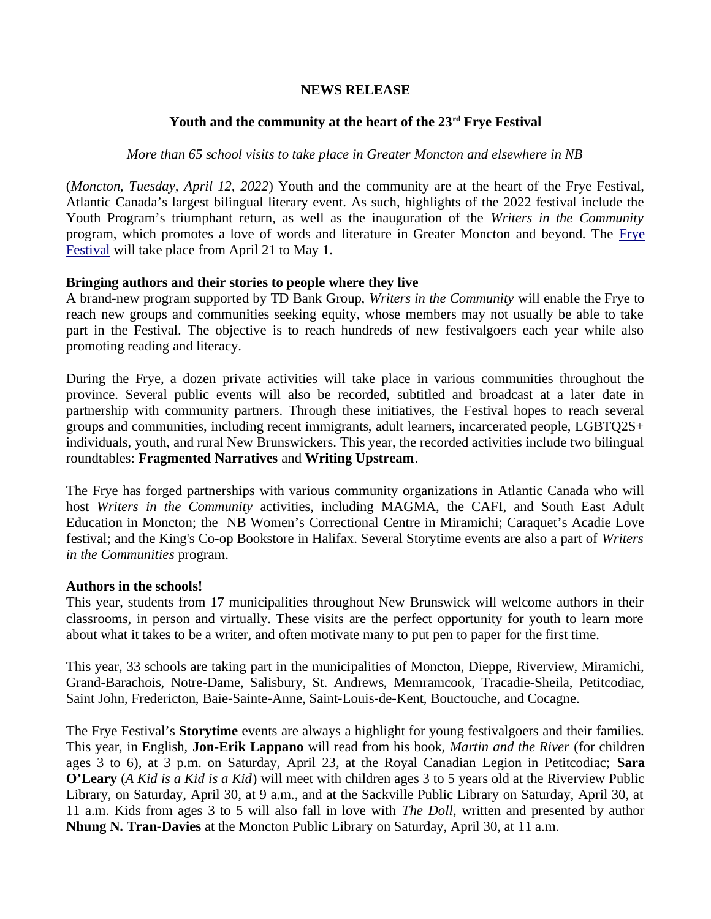**NEWS RELEASE**

# Youth and the community at the heart of the 23rd Frye Festival

*More than 65 school visits to take place in Greater Moncton and elsewhere in NB*

(*Moncton, Tuesday, April 12, 2022*) Youth and the community are at the heart of the Frye Festival, Atlantic Canada's largest bilingual literary event. As such, highlights of the 2022 festival include the Youth Program's triumphant return, as well as the inauguration of the *Writers in the Community* program, which promotes a love of words and literature in Greater Moncton and beyond. The Frye Festival will take place from April 21 to May 1.

## Bringing authors and their stories to people where they live

A brand-new program supported by TD Bank Group, *Writers in the Community* will enable the Frye to reach new groups and communities seeking equity, whose members may not usually be able to take part in the Festival. The objective is to reach hundreds of new festivalgoers each year while also promoting reading and literacy.

During the Frye, a dozen private activities will take place in various communities throughout the province. Several public events will also be recorded, subtitled and broadcast at a later date in partnership with community partners. Through these initiatives, the Festival hopes to reach several groups and communities, including recent immigrants, adult learners, incarcerated people, LGBTQ2S+ individuals, youth, and rural New Brunswickers. This year, the recorded activities include two bilingual roundtables: **Fragmented Narratives** and **Writing Upstream**.

The Frye has forged partnerships with various community organizations in Atlantic Canada who will host *Writers in the Community* activities, including MAGMA, the CAFI, and South East Adult Education in Moncton; the NB Women's Correctional Centre in Miramichi; Caraquet's Acadie Love festival; and the King's Co-op Bookstore in Halifax. Several Storytime events are also a part of *Writers in the Communities* program.

## Authors in the schools!

This year, students from 17 municipalities throughout New Brunswick will welcome authors in their classrooms, in person and virtually. These visits are the perfect opportunity for youth to learn more about what it takes to be a writer, and often motivate many to put pen to paper for the first time.

This year, 33 schools are taking part in the municipalities of Moncton, Dieppe, Riverview, Miramichi, Grand-Barachois, Notre-Dame, Salisbury, St. Andrews, Memramcook, Tracadie-Sheila, Petitcodiac, Saint John, Fredericton, Baie-Sainte-Anne, Saint-Louis-de-Kent, Bouctouche, and Cocagne.

The Frye Festival's **Storytime** events are always a highlight for young festivalgoers and their families. This year, in English, **Jon-Erik Lappano** will read from his book, *Martin and the River* (for children ages 3 to 6), at 3 p.m. on Saturday, April 23, at the Royal Canadian Legion in Petitcodiac; **Sara O'Leary** (*A Kid is a Kid is a Kid*) will meet with children ages 3 to 5 years old at the Riverview Public Library, on Saturday, April 30, at 9 a.m., and at the Sackville Public Library on Saturday, April 30, at 11 a.m. Kids from ages 3 to 5 will also fall in love with *The Doll*, written and presented by author **Nhung N. Tran-Davies** at the Moncton Public Library on Saturday, April 30, at 11 a.m.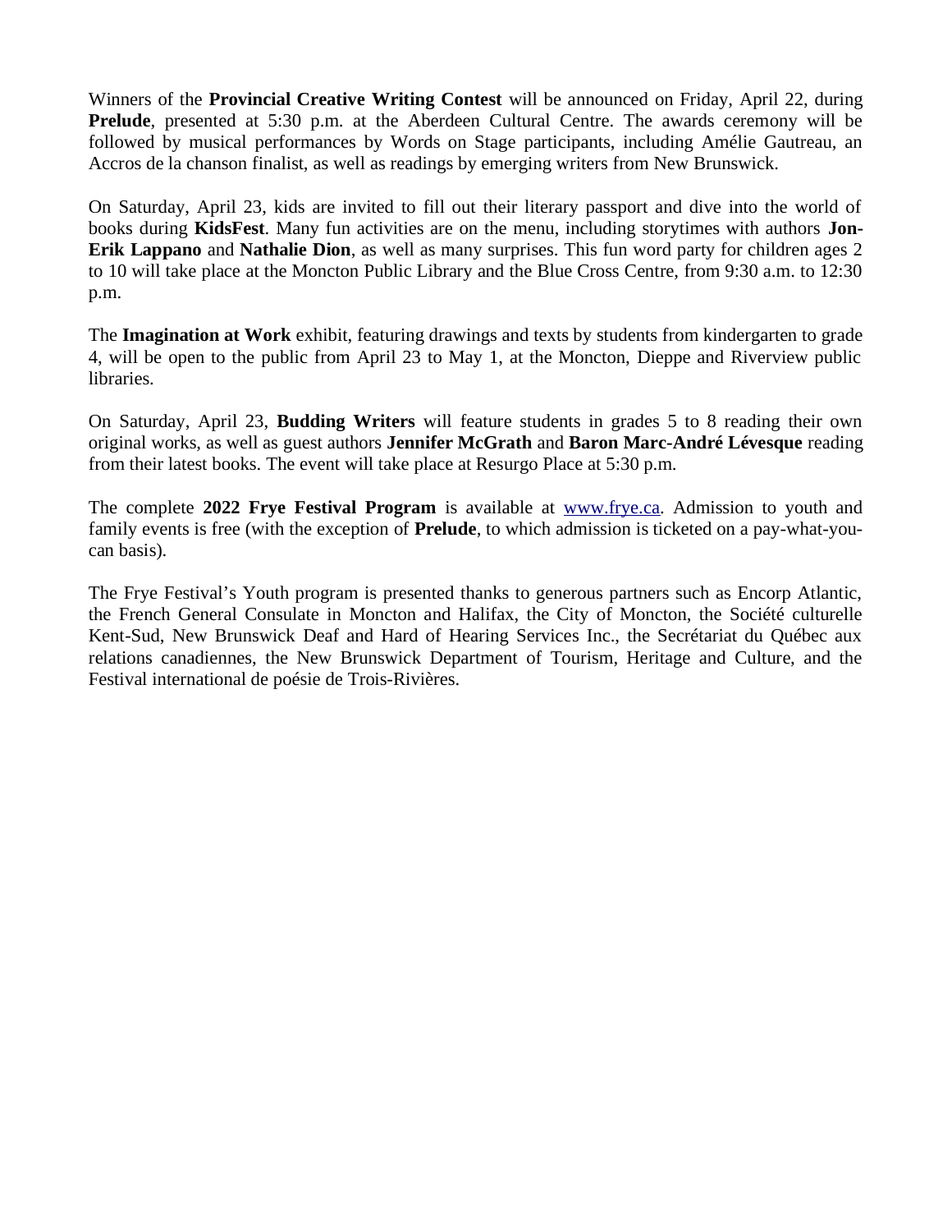Winners of the **Provincial Creative Writing Contest** will be announced on Friday, April 22, during **Prelude**, presented at 5:30 p.m. at the Aberdeen Cultural Centre. The awards ceremony will be followed by musical performances by Words on Stage participants, including Amélie Gautreau, an Accros de la chanson finalist, as well as readings by emerging writers from New Brunswick.

On Saturday, April 23, kids are invited to fill out their literary passport and dive into the world of books during **KidsFest**. Many fun activities are on the menu, including storytimes with authors **Jon-Erik Lappano** and **Nathalie Dion**, as well as many surprises. This fun word party for children ages 2 to 10 will take place at the Moncton Public Library and the Blue Cross Centre, from 9:30 a.m. to 12:30 p.m.

The **Imagination at Work** exhibit, featuring drawings and texts by students from kindergarten to grade 4, will be open to the public from April 23 to May 1, at the Moncton, Dieppe and Riverview public libraries.

On Saturday, April 23, **Budding Writers** will feature students in grades 5 to 8 reading their own original works, as well as guest authors **Jennifer McGrath** and **Baron Marc-André Lévesque** reading from their latest books. The event will take place at Resurgo Place at 5:30 p.m.

The complete **2022 Frye Festival Program** is available at [www.frye.ca](http://www.frye.ca). Admission to youth and family events is free (with the exception of **Prelude**, to which admission is ticketed on a pay-what-you-can basis).

The Frye Festival's Youth program is presented thanks to generous partners such as Encorp Atlantic, the French General Consulate in Moncton and Halifax, the City of Moncton, the Société culturelle Kent-Sud, New Brunswick Deaf and Hard of Hearing Services Inc., the Secrétariat du Québec aux relations canadiennes, the New Brunswick Department of Tourism, Heritage and Culture, and the Festival international de poésie de Trois-Rivières.